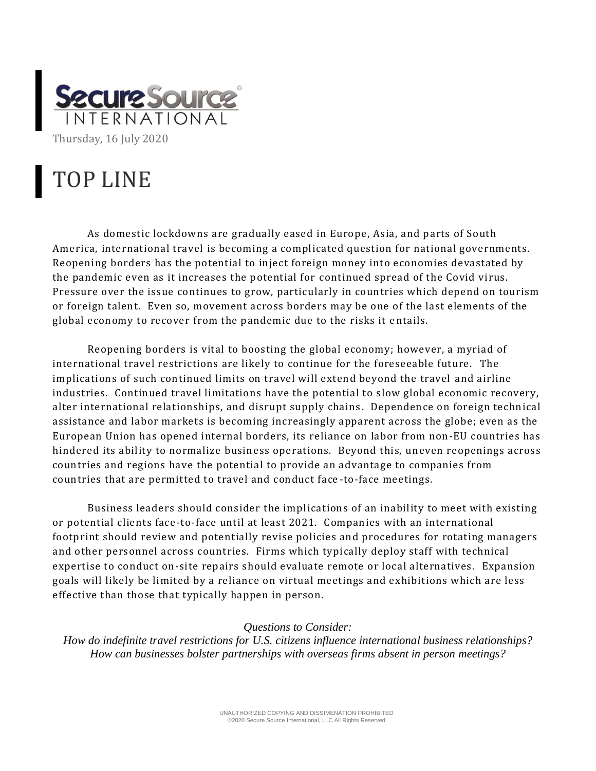Secure Source International

Thursday, 16 July 2020

# TOP LINE

As domestic lockdowns are gradually eased in Europe, Asia, and parts of South America, international travel is becoming a complicated question for national governments. Reopening borders has the potential to inject foreign money into economies devastated by the pandemic even as it increases the potential for continued spread of the Covid virus. Pressure over the issue continues to grow, particularly in countries which depend on tourism or foreign talent. Even so, movement across borders may be one of the last elements of the global economy to recover from the pandemic due to the risks it entails.

Reopening borders is vital to boosting the global economy; however, a myriad of international travel restrictions are likely to continue for the foreseeable future. The implications of such continued limits on travel will extend beyond the travel and airline industries. Continued travel limitations have the potential to slow global economic recovery, alter international relationships, and disrupt supply chains. Dependence on foreign technical assistance and labor markets is becoming increasingly apparent across the globe; even as the European Union has opened internal borders, its reliance on labor from non-EU countries has hindered its ability to normalize business operations. Beyond this, uneven reopenings across countries and regions have the potential to provide an advantage to companies from countries that are permitted to travel and conduct face-to-face meetings.

Business leaders should consider the implications of an inability to meet with existing or potential clients face-to-face until at least 2021. Companies with an international footprint should review and potentially revise policies and procedures for rotating managers and other personnel across countries. Firms which typically deploy staff with technical expertise to conduct on-site repairs should evaluate remote or local alternatives. Expansion goals will likely be limited by a reliance on virtual meetings and exhibitions which are less effective than those that typically happen in person.

*Questions to Consider:*
*How do indefinite travel restrictions for U.S. citizens influence international business relationships?*
*How can businesses bolster partnerships with overseas firms absent in person meetings?*

UNAUTHORIZED COPYING AND DISSIMENATION PROHIBITED
©2020 Secure Source International, LLC All Rights Reserved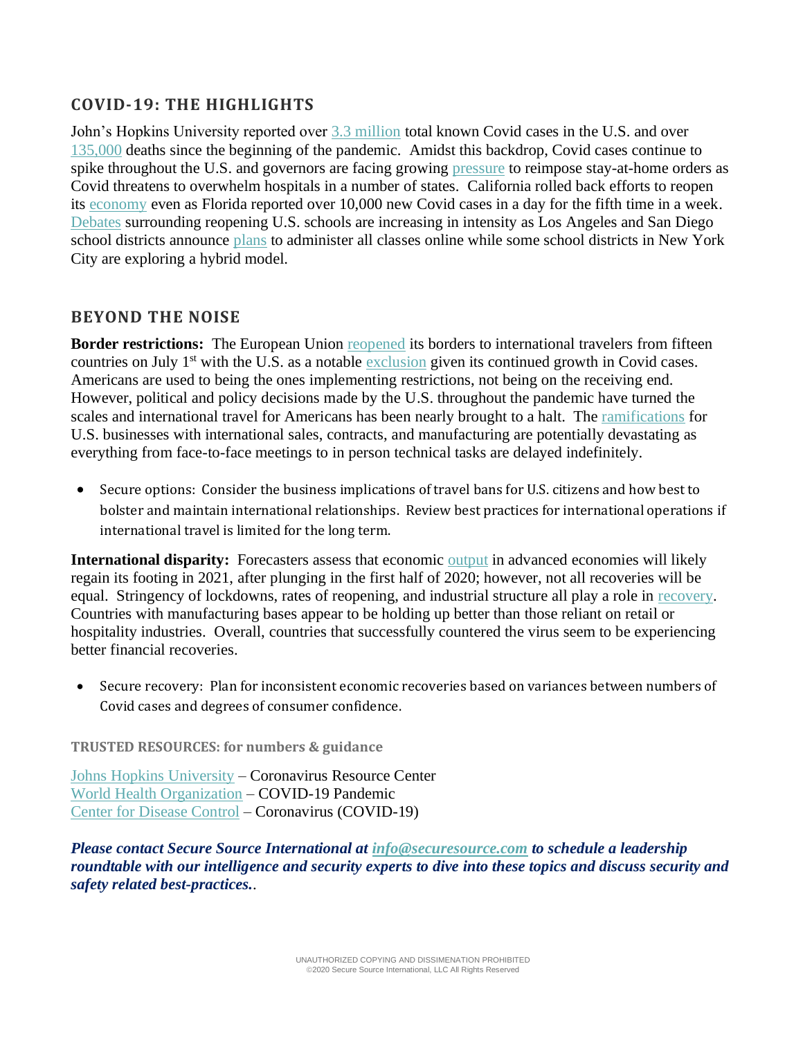## COVID-19: THE HIGHLIGHTS

John's Hopkins University reported over 3.3 million total known Covid cases in the U.S. and over 135,000 deaths since the beginning of the pandemic. Amidst this backdrop, Covid cases continue to spike throughout the U.S. and governors are facing growing pressure to reimpose stay-at-home orders as Covid threatens to overwhelm hospitals in a number of states. California rolled back efforts to reopen its economy even as Florida reported over 10,000 new Covid cases in a day for the fifth time in a week. Debates surrounding reopening U.S. schools are increasing in intensity as Los Angeles and San Diego school districts announce plans to administer all classes online while some school districts in New York City are exploring a hybrid model.

## BEYOND THE NOISE

**Border restrictions:** The European Union reopened its borders to international travelers from fifteen countries on July 1st with the U.S. as a notable exclusion given its continued growth in Covid cases. Americans are used to being the ones implementing restrictions, not being on the receiving end. However, political and policy decisions made by the U.S. throughout the pandemic have turned the scales and international travel for Americans has been nearly brought to a halt. The ramifications for U.S. businesses with international sales, contracts, and manufacturing are potentially devastating as everything from face-to-face meetings to in person technical tasks are delayed indefinitely.

- Secure options: Consider the business implications of travel bans for U.S. citizens and how best to bolster and maintain international relationships. Review best practices for international operations if international travel is limited for the long term.

**International disparity:** Forecasters assess that economic output in advanced economies will likely regain its footing in 2021, after plunging in the first half of 2020; however, not all recoveries will be equal. Stringency of lockdowns, rates of reopening, and industrial structure all play a role in recovery. Countries with manufacturing bases appear to be holding up better than those reliant on retail or hospitality industries. Overall, countries that successfully countered the virus seem to be experiencing better financial recoveries.

- Secure recovery: Plan for inconsistent economic recoveries based on variances between numbers of Covid cases and degrees of consumer confidence.

**TRUSTED RESOURCES: for numbers & guidance**

Johns Hopkins University – Coronavirus Resource Center
World Health Organization – COVID-19 Pandemic
Center for Disease Control – Coronavirus (COVID-19)

***Please contact Secure Source International at info@securesource.com to schedule a leadership roundtable with our intelligence and security experts to dive into these topics and discuss security and safety related best-practices.***.

UNAUTHORIZED COPYING AND DISSIMENATION PROHIBITED
©2020 Secure Source International, LLC All Rights Reserved